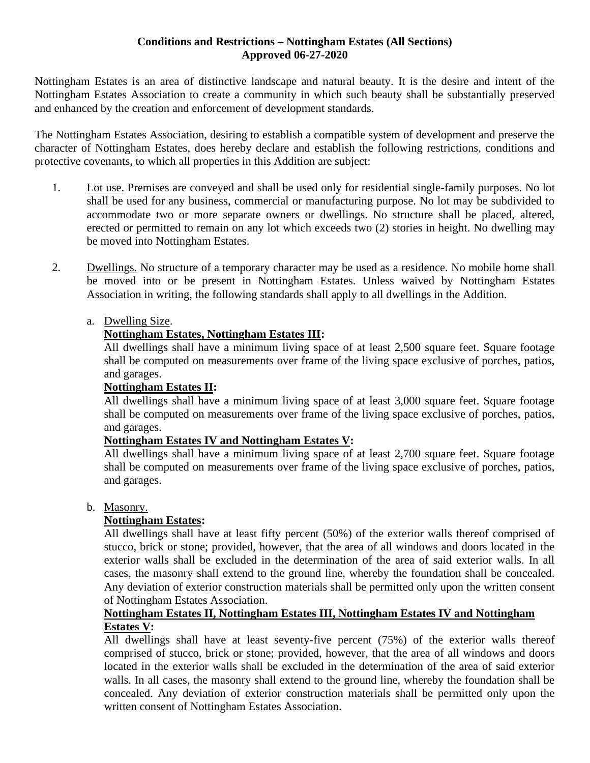**Conditions and Restrictions – Nottingham Estates (All Sections)**
**Approved 06-27-2020**

Nottingham Estates is an area of distinctive landscape and natural beauty. It is the desire and intent of the Nottingham Estates Association to create a community in which such beauty shall be substantially preserved and enhanced by the creation and enforcement of development standards.

The Nottingham Estates Association, desiring to establish a compatible system of development and preserve the character of Nottingham Estates, does hereby declare and establish the following restrictions, conditions and protective covenants, to which all properties in this Addition are subject:

1. Lot use. Premises are conveyed and shall be used only for residential single-family purposes. No lot shall be used for any business, commercial or manufacturing purpose. No lot may be subdivided to accommodate two or more separate owners or dwellings. No structure shall be placed, altered, erected or permitted to remain on any lot which exceeds two (2) stories in height. No dwelling may be moved into Nottingham Estates.

2. Dwellings. No structure of a temporary character may be used as a residence. No mobile home shall be moved into or be present in Nottingham Estates. Unless waived by Nottingham Estates Association in writing, the following standards shall apply to all dwellings in the Addition.

   a. Dwelling Size.

      **Nottingham Estates, Nottingham Estates III:**
      All dwellings shall have a minimum living space of at least 2,500 square feet. Square footage shall be computed on measurements over frame of the living space exclusive of porches, patios, and garages.

      **Nottingham Estates II:**
      All dwellings shall have a minimum living space of at least 3,000 square feet. Square footage shall be computed on measurements over frame of the living space exclusive of porches, patios, and garages.

      **Nottingham Estates IV and Nottingham Estates V:**
      All dwellings shall have a minimum living space of at least 2,700 square feet. Square footage shall be computed on measurements over frame of the living space exclusive of porches, patios, and garages.

   b. Masonry.

      **Nottingham Estates:**
      All dwellings shall have at least fifty percent (50%) of the exterior walls thereof comprised of stucco, brick or stone; provided, however, that the area of all windows and doors located in the exterior walls shall be excluded in the determination of the area of said exterior walls. In all cases, the masonry shall extend to the ground line, whereby the foundation shall be concealed. Any deviation of exterior construction materials shall be permitted only upon the written consent of Nottingham Estates Association.

      **Nottingham Estates II, Nottingham Estates III, Nottingham Estates IV and Nottingham Estates V:**
      All dwellings shall have at least seventy-five percent (75%) of the exterior walls thereof comprised of stucco, brick or stone; provided, however, that the area of all windows and doors located in the exterior walls shall be excluded in the determination of the area of said exterior walls. In all cases, the masonry shall extend to the ground line, whereby the foundation shall be concealed. Any deviation of exterior construction materials shall be permitted only upon the written consent of Nottingham Estates Association.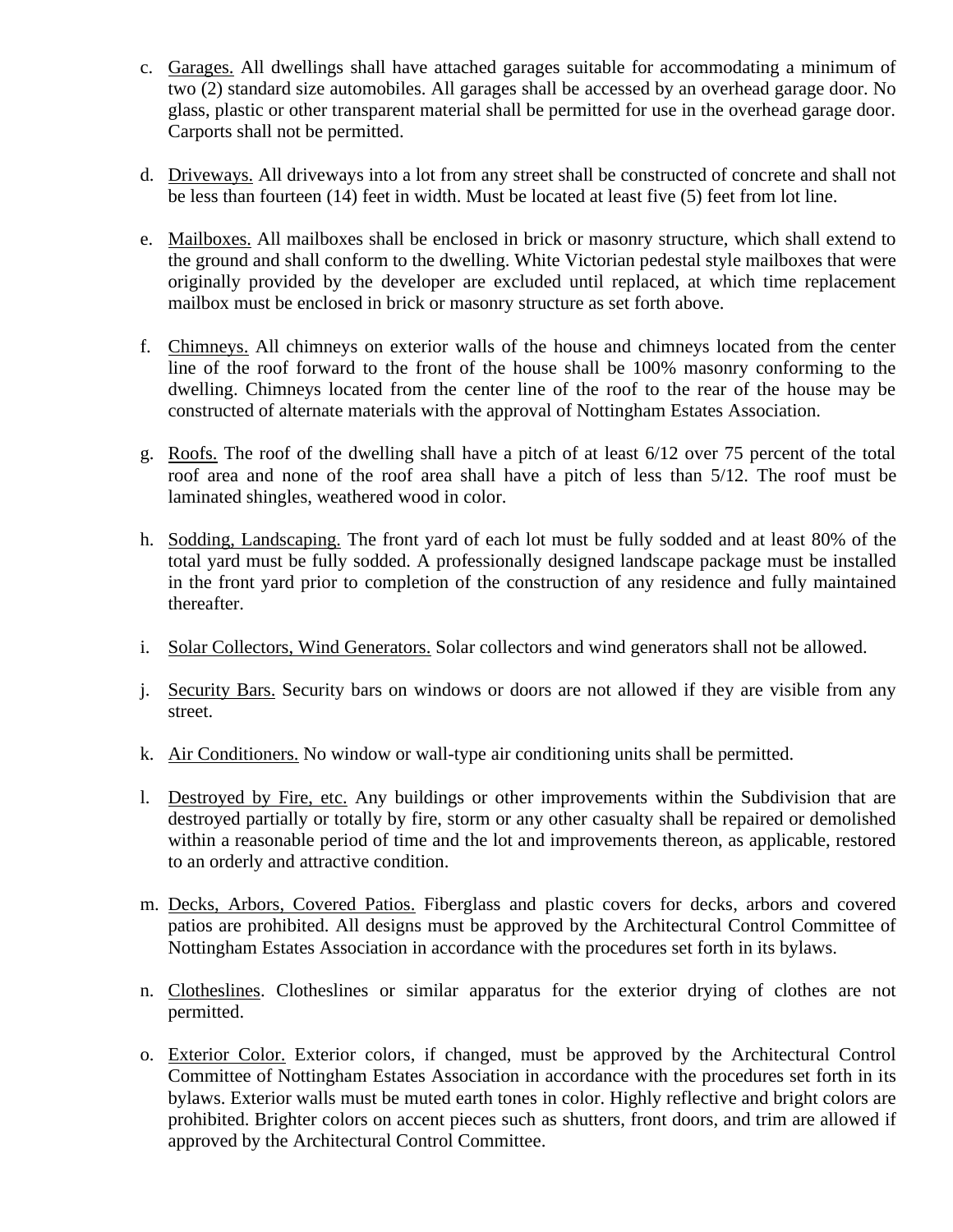c. <u>Garages.</u> All dwellings shall have attached garages suitable for accommodating a minimum of two (2) standard size automobiles. All garages shall be accessed by an overhead garage door. No glass, plastic or other transparent material shall be permitted for use in the overhead garage door. Carports shall not be permitted.

d. <u>Driveways.</u> All driveways into a lot from any street shall be constructed of concrete and shall not be less than fourteen (14) feet in width. Must be located at least five (5) feet from lot line.

e. <u>Mailboxes.</u> All mailboxes shall be enclosed in brick or masonry structure, which shall extend to the ground and shall conform to the dwelling. White Victorian pedestal style mailboxes that were originally provided by the developer are excluded until replaced, at which time replacement mailbox must be enclosed in brick or masonry structure as set forth above.

f. <u>Chimneys.</u> All chimneys on exterior walls of the house and chimneys located from the center line of the roof forward to the front of the house shall be 100% masonry conforming to the dwelling. Chimneys located from the center line of the roof to the rear of the house may be constructed of alternate materials with the approval of Nottingham Estates Association.

g. <u>Roofs.</u> The roof of the dwelling shall have a pitch of at least 6/12 over 75 percent of the total roof area and none of the roof area shall have a pitch of less than 5/12. The roof must be laminated shingles, weathered wood in color.

h. <u>Sodding, Landscaping.</u> The front yard of each lot must be fully sodded and at least 80% of the total yard must be fully sodded. A professionally designed landscape package must be installed in the front yard prior to completion of the construction of any residence and fully maintained thereafter.

i. <u>Solar Collectors, Wind Generators.</u> Solar collectors and wind generators shall not be allowed.

j. <u>Security Bars.</u> Security bars on windows or doors are not allowed if they are visible from any street.

k. <u>Air Conditioners.</u> No window or wall-type air conditioning units shall be permitted.

l. <u>Destroyed by Fire, etc.</u> Any buildings or other improvements within the Subdivision that are destroyed partially or totally by fire, storm or any other casualty shall be repaired or demolished within a reasonable period of time and the lot and improvements thereon, as applicable, restored to an orderly and attractive condition.

m. <u>Decks, Arbors, Covered Patios.</u> Fiberglass and plastic covers for decks, arbors and covered patios are prohibited. All designs must be approved by the Architectural Control Committee of Nottingham Estates Association in accordance with the procedures set forth in its bylaws.

n. <u>Clotheslines</u>. Clotheslines or similar apparatus for the exterior drying of clothes are not permitted.

o. <u>Exterior Color.</u> Exterior colors, if changed, must be approved by the Architectural Control Committee of Nottingham Estates Association in accordance with the procedures set forth in its bylaws. Exterior walls must be muted earth tones in color. Highly reflective and bright colors are prohibited. Brighter colors on accent pieces such as shutters, front doors, and trim are allowed if approved by the Architectural Control Committee.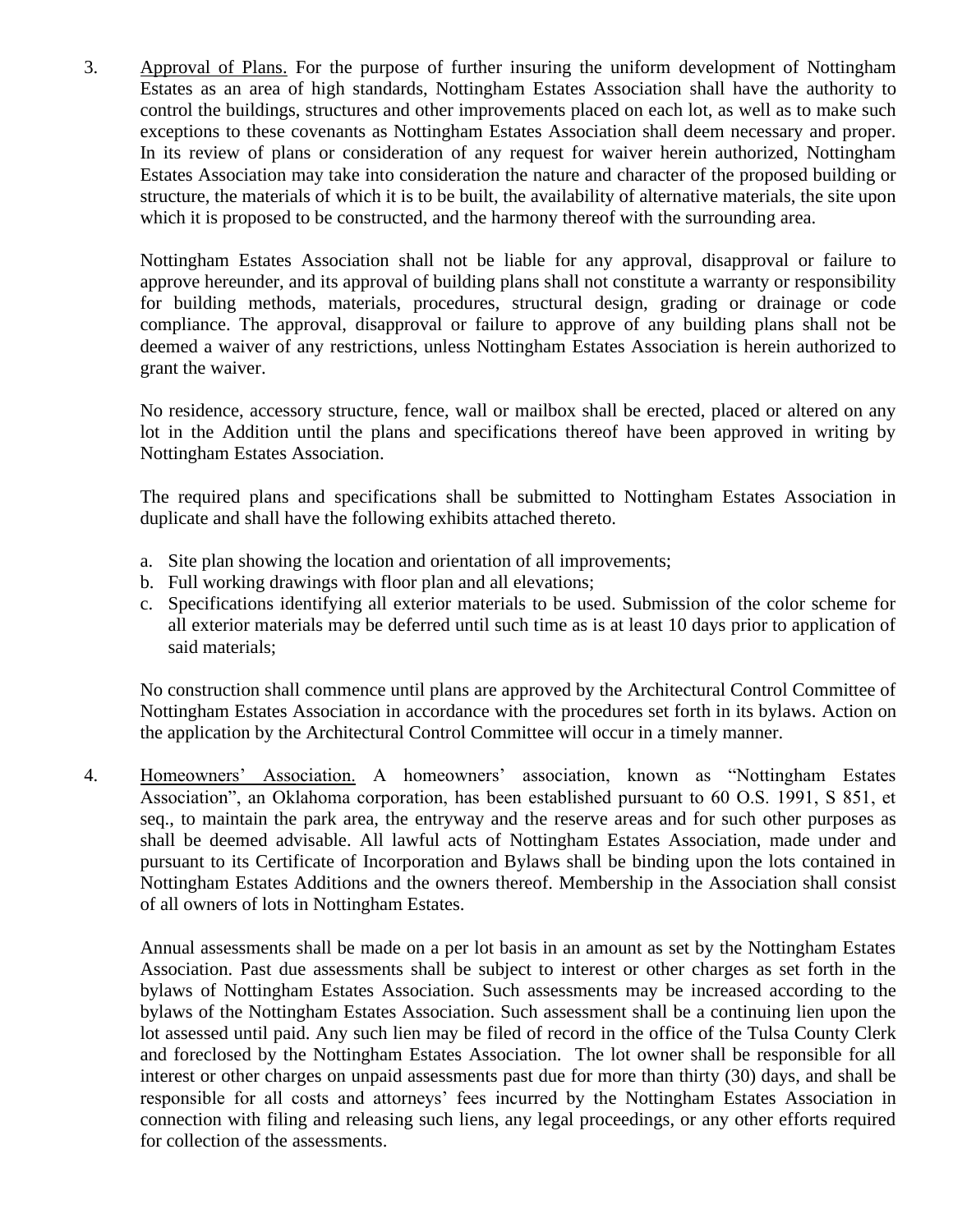3. Approval of Plans. For the purpose of further insuring the uniform development of Nottingham Estates as an area of high standards, Nottingham Estates Association shall have the authority to control the buildings, structures and other improvements placed on each lot, as well as to make such exceptions to these covenants as Nottingham Estates Association shall deem necessary and proper. In its review of plans or consideration of any request for waiver herein authorized, Nottingham Estates Association may take into consideration the nature and character of the proposed building or structure, the materials of which it is to be built, the availability of alternative materials, the site upon which it is proposed to be constructed, and the harmony thereof with the surrounding area.

   Nottingham Estates Association shall not be liable for any approval, disapproval or failure to approve hereunder, and its approval of building plans shall not constitute a warranty or responsibility for building methods, materials, procedures, structural design, grading or drainage or code compliance. The approval, disapproval or failure to approve of any building plans shall not be deemed a waiver of any restrictions, unless Nottingham Estates Association is herein authorized to grant the waiver.

   No residence, accessory structure, fence, wall or mailbox shall be erected, placed or altered on any lot in the Addition until the plans and specifications thereof have been approved in writing by Nottingham Estates Association.

   The required plans and specifications shall be submitted to Nottingham Estates Association in duplicate and shall have the following exhibits attached thereto.

   a. Site plan showing the location and orientation of all improvements;
   b. Full working drawings with floor plan and all elevations;
   c. Specifications identifying all exterior materials to be used. Submission of the color scheme for all exterior materials may be deferred until such time as is at least 10 days prior to application of said materials;

   No construction shall commence until plans are approved by the Architectural Control Committee of Nottingham Estates Association in accordance with the procedures set forth in its bylaws. Action on the application by the Architectural Control Committee will occur in a timely manner.

4. Homeowners' Association. A homeowners' association, known as "Nottingham Estates Association", an Oklahoma corporation, has been established pursuant to 60 O.S. 1991, S 851, et seq., to maintain the park area, the entryway and the reserve areas and for such other purposes as shall be deemed advisable. All lawful acts of Nottingham Estates Association, made under and pursuant to its Certificate of Incorporation and Bylaws shall be binding upon the lots contained in Nottingham Estates Additions and the owners thereof. Membership in the Association shall consist of all owners of lots in Nottingham Estates.

   Annual assessments shall be made on a per lot basis in an amount as set by the Nottingham Estates Association. Past due assessments shall be subject to interest or other charges as set forth in the bylaws of Nottingham Estates Association. Such assessments may be increased according to the bylaws of the Nottingham Estates Association. Such assessment shall be a continuing lien upon the lot assessed until paid. Any such lien may be filed of record in the office of the Tulsa County Clerk and foreclosed by the Nottingham Estates Association. The lot owner shall be responsible for all interest or other charges on unpaid assessments past due for more than thirty (30) days, and shall be responsible for all costs and attorneys' fees incurred by the Nottingham Estates Association in connection with filing and releasing such liens, any legal proceedings, or any other efforts required for collection of the assessments.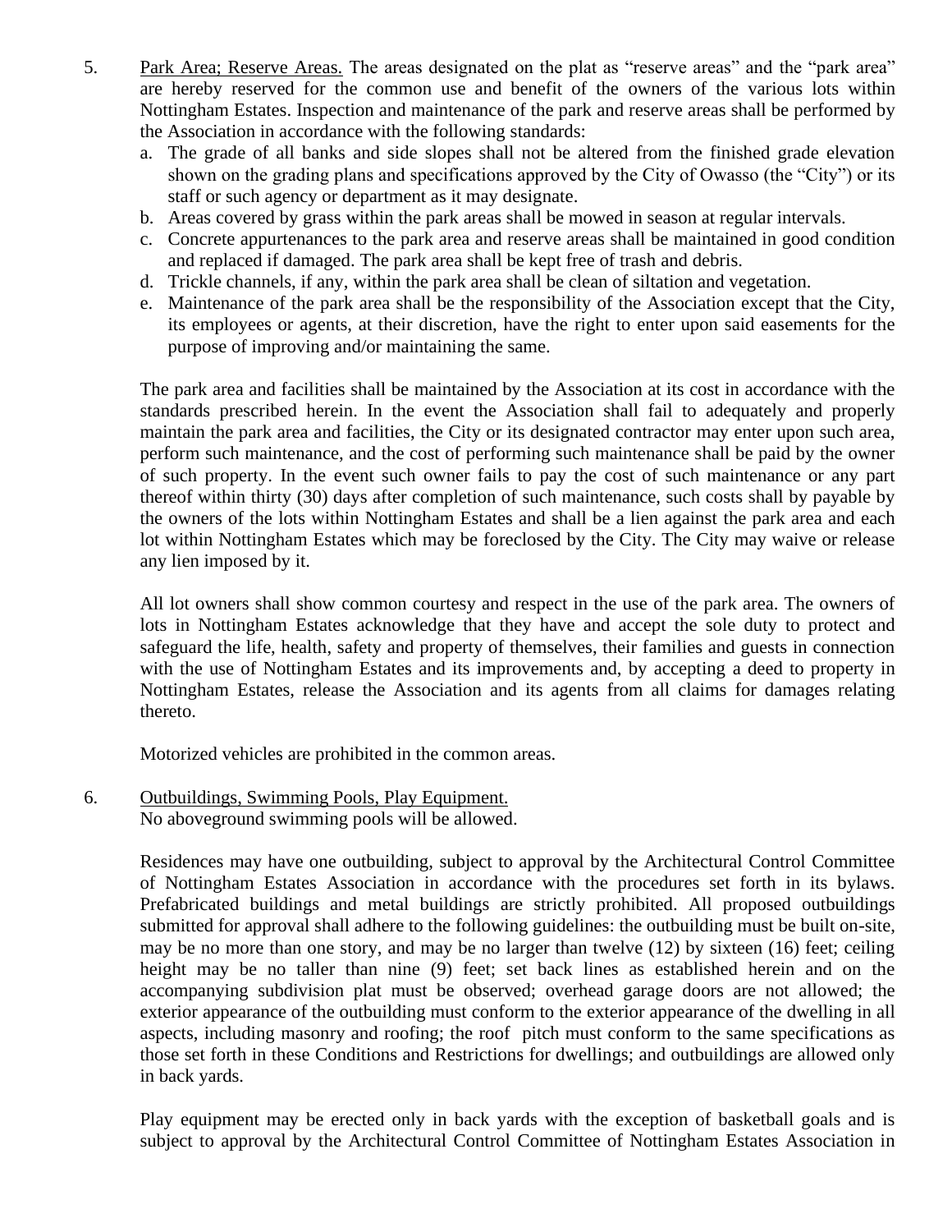5. Park Area; Reserve Areas. The areas designated on the plat as "reserve areas" and the "park area" are hereby reserved for the common use and benefit of the owners of the various lots within Nottingham Estates. Inspection and maintenance of the park and reserve areas shall be performed by the Association in accordance with the following standards:

   a. The grade of all banks and side slopes shall not be altered from the finished grade elevation shown on the grading plans and specifications approved by the City of Owasso (the "City") or its staff or such agency or department as it may designate.
   b. Areas covered by grass within the park areas shall be mowed in season at regular intervals.
   c. Concrete appurtenances to the park area and reserve areas shall be maintained in good condition and replaced if damaged. The park area shall be kept free of trash and debris.
   d. Trickle channels, if any, within the park area shall be clean of siltation and vegetation.
   e. Maintenance of the park area shall be the responsibility of the Association except that the City, its employees or agents, at their discretion, have the right to enter upon said easements for the purpose of improving and/or maintaining the same.

   The park area and facilities shall be maintained by the Association at its cost in accordance with the standards prescribed herein. In the event the Association shall fail to adequately and properly maintain the park area and facilities, the City or its designated contractor may enter upon such area, perform such maintenance, and the cost of performing such maintenance shall be paid by the owner of such property. In the event such owner fails to pay the cost of such maintenance or any part thereof within thirty (30) days after completion of such maintenance, such costs shall by payable by the owners of the lots within Nottingham Estates and shall be a lien against the park area and each lot within Nottingham Estates which may be foreclosed by the City. The City may waive or release any lien imposed by it.

   All lot owners shall show common courtesy and respect in the use of the park area. The owners of lots in Nottingham Estates acknowledge that they have and accept the sole duty to protect and safeguard the life, health, safety and property of themselves, their families and guests in connection with the use of Nottingham Estates and its improvements and, by accepting a deed to property in Nottingham Estates, release the Association and its agents from all claims for damages relating thereto.

   Motorized vehicles are prohibited in the common areas.

6. Outbuildings, Swimming Pools, Play Equipment.
   No aboveground swimming pools will be allowed.

   Residences may have one outbuilding, subject to approval by the Architectural Control Committee of Nottingham Estates Association in accordance with the procedures set forth in its bylaws. Prefabricated buildings and metal buildings are strictly prohibited. All proposed outbuildings submitted for approval shall adhere to the following guidelines: the outbuilding must be built on-site, may be no more than one story, and may be no larger than twelve (12) by sixteen (16) feet; ceiling height may be no taller than nine (9) feet; set back lines as established herein and on the accompanying subdivision plat must be observed; overhead garage doors are not allowed; the exterior appearance of the outbuilding must conform to the exterior appearance of the dwelling in all aspects, including masonry and roofing; the roof pitch must conform to the same specifications as those set forth in these Conditions and Restrictions for dwellings; and outbuildings are allowed only in back yards.

   Play equipment may be erected only in back yards with the exception of basketball goals and is subject to approval by the Architectural Control Committee of Nottingham Estates Association in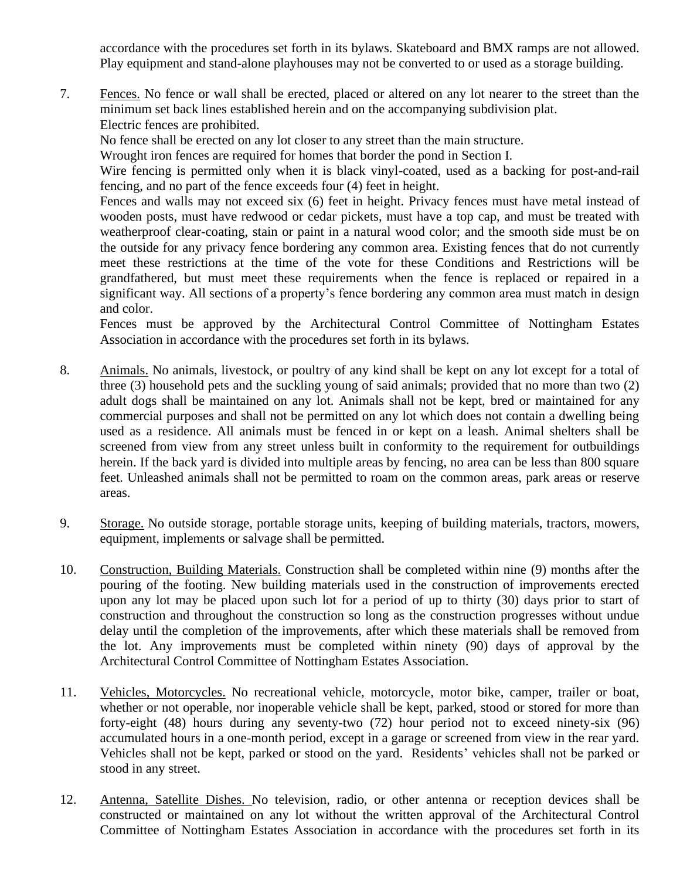accordance with the procedures set forth in its bylaws. Skateboard and BMX ramps are not allowed. Play equipment and stand-alone playhouses may not be converted to or used as a storage building.

7. Fences. No fence or wall shall be erected, placed or altered on any lot nearer to the street than the minimum set back lines established herein and on the accompanying subdivision plat.
   Electric fences are prohibited.
   No fence shall be erected on any lot closer to any street than the main structure.
   Wrought iron fences are required for homes that border the pond in Section I.
   Wire fencing is permitted only when it is black vinyl-coated, used as a backing for post-and-rail fencing, and no part of the fence exceeds four (4) feet in height.
   Fences and walls may not exceed six (6) feet in height. Privacy fences must have metal instead of wooden posts, must have redwood or cedar pickets, must have a top cap, and must be treated with weatherproof clear-coating, stain or paint in a natural wood color; and the smooth side must be on the outside for any privacy fence bordering any common area. Existing fences that do not currently meet these restrictions at the time of the vote for these Conditions and Restrictions will be grandfathered, but must meet these requirements when the fence is replaced or repaired in a significant way. All sections of a property's fence bordering any common area must match in design and color.
   Fences must be approved by the Architectural Control Committee of Nottingham Estates Association in accordance with the procedures set forth in its bylaws.

8. Animals. No animals, livestock, or poultry of any kind shall be kept on any lot except for a total of three (3) household pets and the suckling young of said animals; provided that no more than two (2) adult dogs shall be maintained on any lot. Animals shall not be kept, bred or maintained for any commercial purposes and shall not be permitted on any lot which does not contain a dwelling being used as a residence. All animals must be fenced in or kept on a leash. Animal shelters shall be screened from view from any street unless built in conformity to the requirement for outbuildings herein. If the back yard is divided into multiple areas by fencing, no area can be less than 800 square feet. Unleashed animals shall not be permitted to roam on the common areas, park areas or reserve areas.

9. Storage. No outside storage, portable storage units, keeping of building materials, tractors, mowers, equipment, implements or salvage shall be permitted.

10. Construction, Building Materials. Construction shall be completed within nine (9) months after the pouring of the footing. New building materials used in the construction of improvements erected upon any lot may be placed upon such lot for a period of up to thirty (30) days prior to start of construction and throughout the construction so long as the construction progresses without undue delay until the completion of the improvements, after which these materials shall be removed from the lot. Any improvements must be completed within ninety (90) days of approval by the Architectural Control Committee of Nottingham Estates Association.

11. Vehicles, Motorcycles. No recreational vehicle, motorcycle, motor bike, camper, trailer or boat, whether or not operable, nor inoperable vehicle shall be kept, parked, stood or stored for more than forty-eight (48) hours during any seventy-two (72) hour period not to exceed ninety-six (96) accumulated hours in a one-month period, except in a garage or screened from view in the rear yard. Vehicles shall not be kept, parked or stood on the yard. Residents' vehicles shall not be parked or stood in any street.

12. Antenna, Satellite Dishes. No television, radio, or other antenna or reception devices shall be constructed or maintained on any lot without the written approval of the Architectural Control Committee of Nottingham Estates Association in accordance with the procedures set forth in its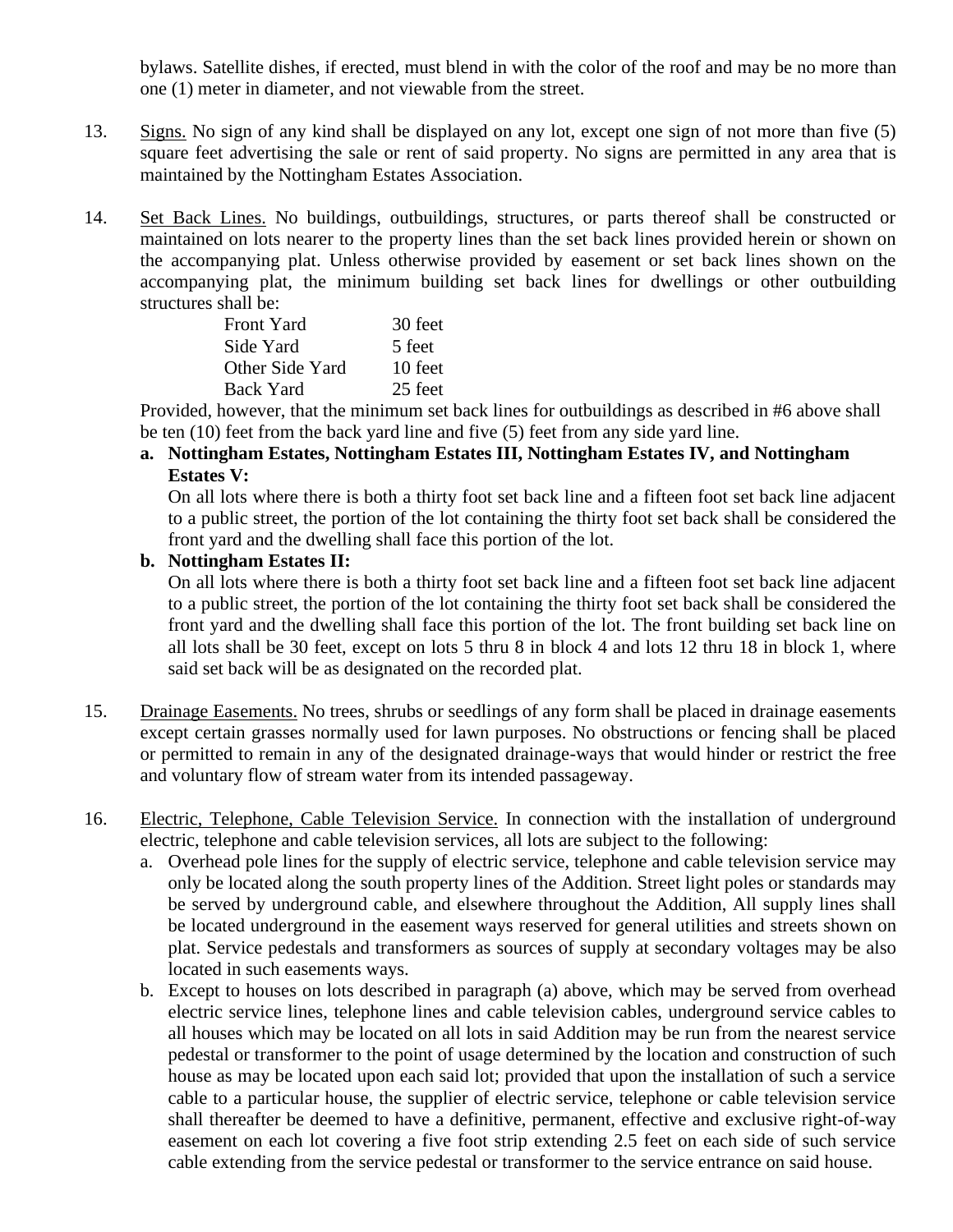bylaws. Satellite dishes, if erected, must blend in with the color of the roof and may be no more than one (1) meter in diameter, and not viewable from the street.

13. Signs. No sign of any kind shall be displayed on any lot, except one sign of not more than five (5) square feet advertising the sale or rent of said property. No signs are permitted in any area that is maintained by the Nottingham Estates Association.

14. Set Back Lines. No buildings, outbuildings, structures, or parts thereof shall be constructed or maintained on lots nearer to the property lines than the set back lines provided herein or shown on the accompanying plat. Unless otherwise provided by easement or set back lines shown on the accompanying plat, the minimum building set back lines for dwellings or other outbuilding structures shall be:

| | |
|---|---|
| Front Yard | 30 feet |
| Side Yard | 5 feet |
| Other Side Yard | 10 feet |
| Back Yard | 25 feet |

Provided, however, that the minimum set back lines for outbuildings as described in #6 above shall be ten (10) feet from the back yard line and five (5) feet from any side yard line.

**a. Nottingham Estates, Nottingham Estates III, Nottingham Estates IV, and Nottingham Estates V:**
On all lots where there is both a thirty foot set back line and a fifteen foot set back line adjacent to a public street, the portion of the lot containing the thirty foot set back shall be considered the front yard and the dwelling shall face this portion of the lot.

**b. Nottingham Estates II:**
On all lots where there is both a thirty foot set back line and a fifteen foot set back line adjacent to a public street, the portion of the lot containing the thirty foot set back shall be considered the front yard and the dwelling shall face this portion of the lot. The front building set back line on all lots shall be 30 feet, except on lots 5 thru 8 in block 4 and lots 12 thru 18 in block 1, where said set back will be as designated on the recorded plat.

15. Drainage Easements. No trees, shrubs or seedlings of any form shall be placed in drainage easements except certain grasses normally used for lawn purposes. No obstructions or fencing shall be placed or permitted to remain in any of the designated drainage-ways that would hinder or restrict the free and voluntary flow of stream water from its intended passageway.

16. Electric, Telephone, Cable Television Service. In connection with the installation of underground electric, telephone and cable television services, all lots are subject to the following:
   a. Overhead pole lines for the supply of electric service, telephone and cable television service may only be located along the south property lines of the Addition. Street light poles or standards may be served by underground cable, and elsewhere throughout the Addition, All supply lines shall be located underground in the easement ways reserved for general utilities and streets shown on plat. Service pedestals and transformers as sources of supply at secondary voltages may be also located in such easements ways.
   b. Except to houses on lots described in paragraph (a) above, which may be served from overhead electric service lines, telephone lines and cable television cables, underground service cables to all houses which may be located on all lots in said Addition may be run from the nearest service pedestal or transformer to the point of usage determined by the location and construction of such house as may be located upon each said lot; provided that upon the installation of such a service cable to a particular house, the supplier of electric service, telephone or cable television service shall thereafter be deemed to have a definitive, permanent, effective and exclusive right-of-way easement on each lot covering a five foot strip extending 2.5 feet on each side of such service cable extending from the service pedestal or transformer to the service entrance on said house.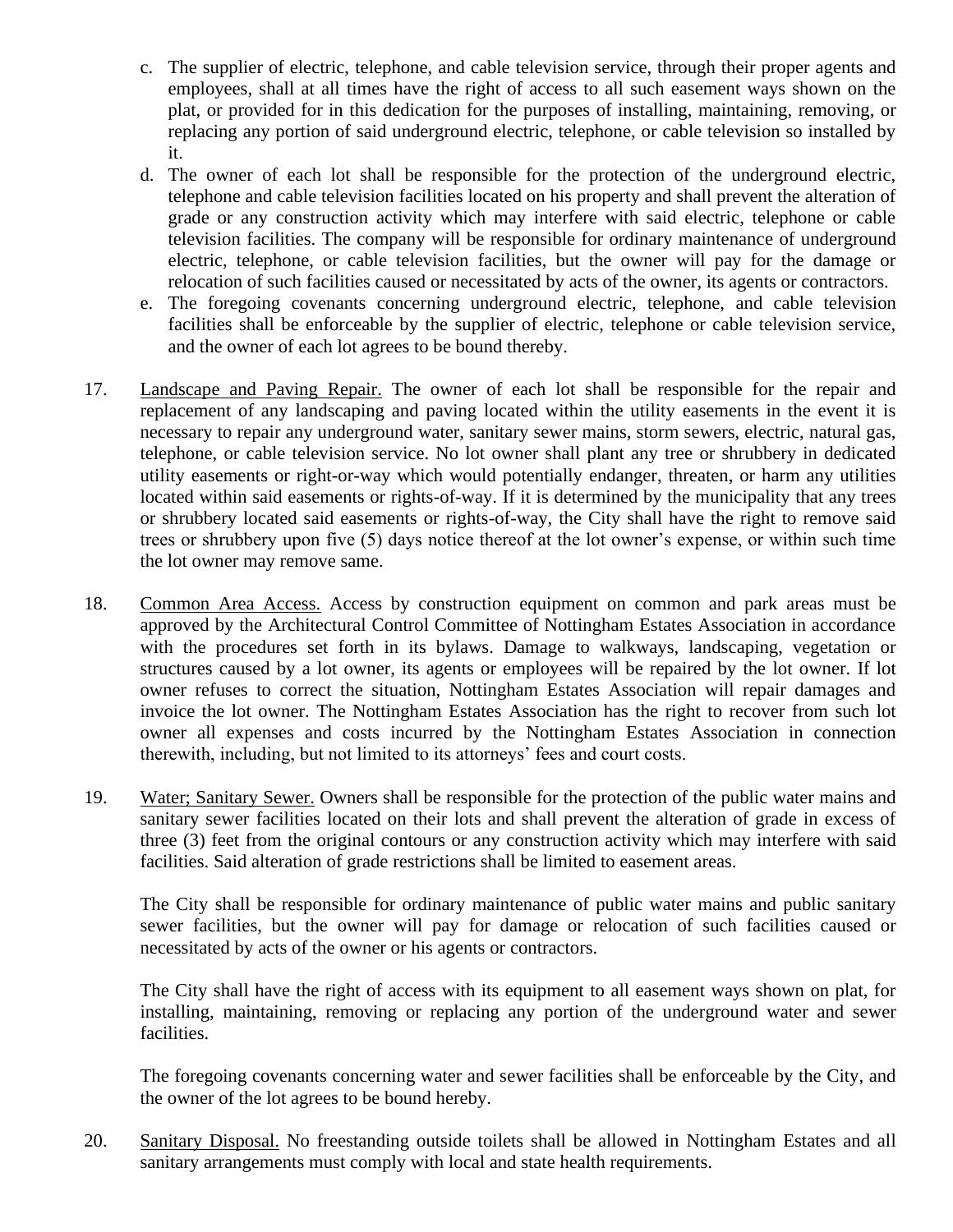c. The supplier of electric, telephone, and cable television service, through their proper agents and employees, shall at all times have the right of access to all such easement ways shown on the plat, or provided for in this dedication for the purposes of installing, maintaining, removing, or replacing any portion of said underground electric, telephone, or cable television so installed by it.

d. The owner of each lot shall be responsible for the protection of the underground electric, telephone and cable television facilities located on his property and shall prevent the alteration of grade or any construction activity which may interfere with said electric, telephone or cable television facilities. The company will be responsible for ordinary maintenance of underground electric, telephone, or cable television facilities, but the owner will pay for the damage or relocation of such facilities caused or necessitated by acts of the owner, its agents or contractors.

e. The foregoing covenants concerning underground electric, telephone, and cable television facilities shall be enforceable by the supplier of electric, telephone or cable television service, and the owner of each lot agrees to be bound thereby.

17. Landscape and Paving Repair. The owner of each lot shall be responsible for the repair and replacement of any landscaping and paving located within the utility easements in the event it is necessary to repair any underground water, sanitary sewer mains, storm sewers, electric, natural gas, telephone, or cable television service. No lot owner shall plant any tree or shrubbery in dedicated utility easements or right-or-way which would potentially endanger, threaten, or harm any utilities located within said easements or rights-of-way. If it is determined by the municipality that any trees or shrubbery located said easements or rights-of-way, the City shall have the right to remove said trees or shrubbery upon five (5) days notice thereof at the lot owner's expense, or within such time the lot owner may remove same.

18. Common Area Access. Access by construction equipment on common and park areas must be approved by the Architectural Control Committee of Nottingham Estates Association in accordance with the procedures set forth in its bylaws. Damage to walkways, landscaping, vegetation or structures caused by a lot owner, its agents or employees will be repaired by the lot owner. If lot owner refuses to correct the situation, Nottingham Estates Association will repair damages and invoice the lot owner. The Nottingham Estates Association has the right to recover from such lot owner all expenses and costs incurred by the Nottingham Estates Association in connection therewith, including, but not limited to its attorneys' fees and court costs.

19. Water; Sanitary Sewer. Owners shall be responsible for the protection of the public water mains and sanitary sewer facilities located on their lots and shall prevent the alteration of grade in excess of three (3) feet from the original contours or any construction activity which may interfere with said facilities. Said alteration of grade restrictions shall be limited to easement areas.

The City shall be responsible for ordinary maintenance of public water mains and public sanitary sewer facilities, but the owner will pay for damage or relocation of such facilities caused or necessitated by acts of the owner or his agents or contractors.

The City shall have the right of access with its equipment to all easement ways shown on plat, for installing, maintaining, removing or replacing any portion of the underground water and sewer facilities.

The foregoing covenants concerning water and sewer facilities shall be enforceable by the City, and the owner of the lot agrees to be bound hereby.

20. Sanitary Disposal. No freestanding outside toilets shall be allowed in Nottingham Estates and all sanitary arrangements must comply with local and state health requirements.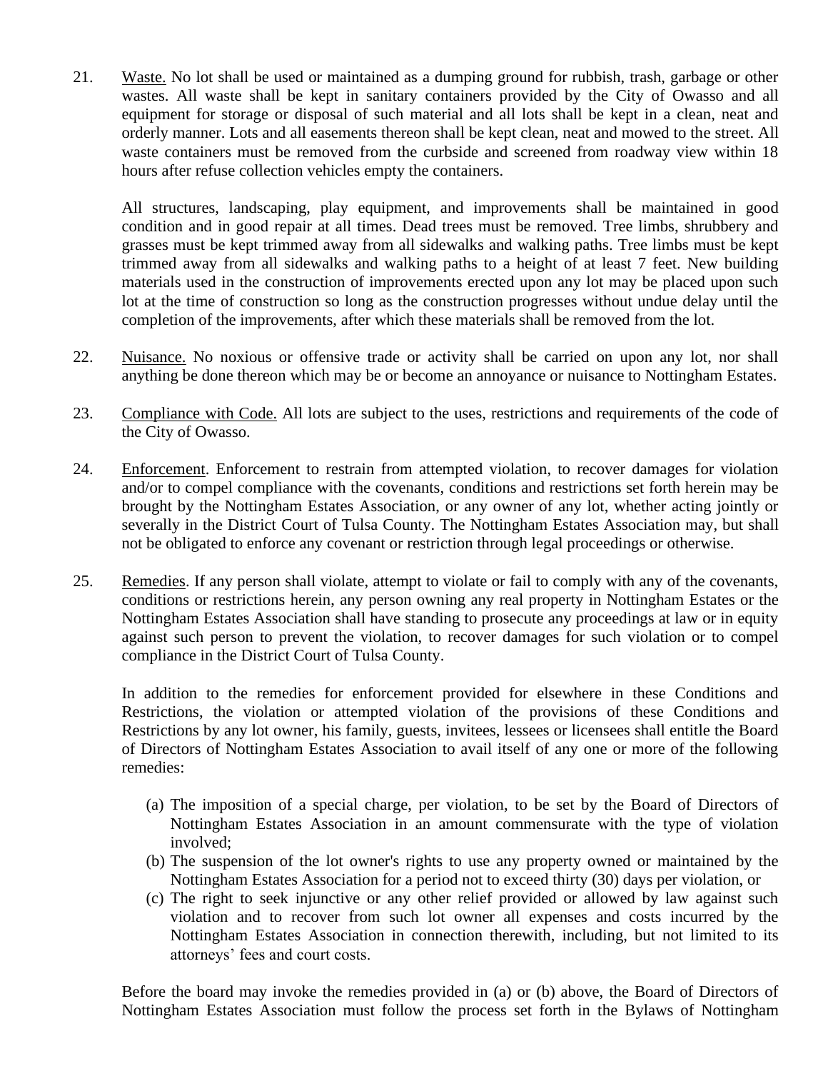21. Waste. No lot shall be used or maintained as a dumping ground for rubbish, trash, garbage or other wastes. All waste shall be kept in sanitary containers provided by the City of Owasso and all equipment for storage or disposal of such material and all lots shall be kept in a clean, neat and orderly manner. Lots and all easements thereon shall be kept clean, neat and mowed to the street. All waste containers must be removed from the curbside and screened from roadway view within 18 hours after refuse collection vehicles empty the containers.

    All structures, landscaping, play equipment, and improvements shall be maintained in good condition and in good repair at all times. Dead trees must be removed. Tree limbs, shrubbery and grasses must be kept trimmed away from all sidewalks and walking paths. Tree limbs must be kept trimmed away from all sidewalks and walking paths to a height of at least 7 feet. New building materials used in the construction of improvements erected upon any lot may be placed upon such lot at the time of construction so long as the construction progresses without undue delay until the completion of the improvements, after which these materials shall be removed from the lot.

22. Nuisance. No noxious or offensive trade or activity shall be carried on upon any lot, nor shall anything be done thereon which may be or become an annoyance or nuisance to Nottingham Estates.

23. Compliance with Code. All lots are subject to the uses, restrictions and requirements of the code of the City of Owasso.

24. Enforcement. Enforcement to restrain from attempted violation, to recover damages for violation and/or to compel compliance with the covenants, conditions and restrictions set forth herein may be brought by the Nottingham Estates Association, or any owner of any lot, whether acting jointly or severally in the District Court of Tulsa County. The Nottingham Estates Association may, but shall not be obligated to enforce any covenant or restriction through legal proceedings or otherwise.

25. Remedies. If any person shall violate, attempt to violate or fail to comply with any of the covenants, conditions or restrictions herein, any person owning any real property in Nottingham Estates or the Nottingham Estates Association shall have standing to prosecute any proceedings at law or in equity against such person to prevent the violation, to recover damages for such violation or to compel compliance in the District Court of Tulsa County.

    In addition to the remedies for enforcement provided for elsewhere in these Conditions and Restrictions, the violation or attempted violation of the provisions of these Conditions and Restrictions by any lot owner, his family, guests, invitees, lessees or licensees shall entitle the Board of Directors of Nottingham Estates Association to avail itself of any one or more of the following remedies:

    (a) The imposition of a special charge, per violation, to be set by the Board of Directors of Nottingham Estates Association in an amount commensurate with the type of violation involved;
    (b) The suspension of the lot owner's rights to use any property owned or maintained by the Nottingham Estates Association for a period not to exceed thirty (30) days per violation, or
    (c) The right to seek injunctive or any other relief provided or allowed by law against such violation and to recover from such lot owner all expenses and costs incurred by the Nottingham Estates Association in connection therewith, including, but not limited to its attorneys' fees and court costs.

    Before the board may invoke the remedies provided in (a) or (b) above, the Board of Directors of Nottingham Estates Association must follow the process set forth in the Bylaws of Nottingham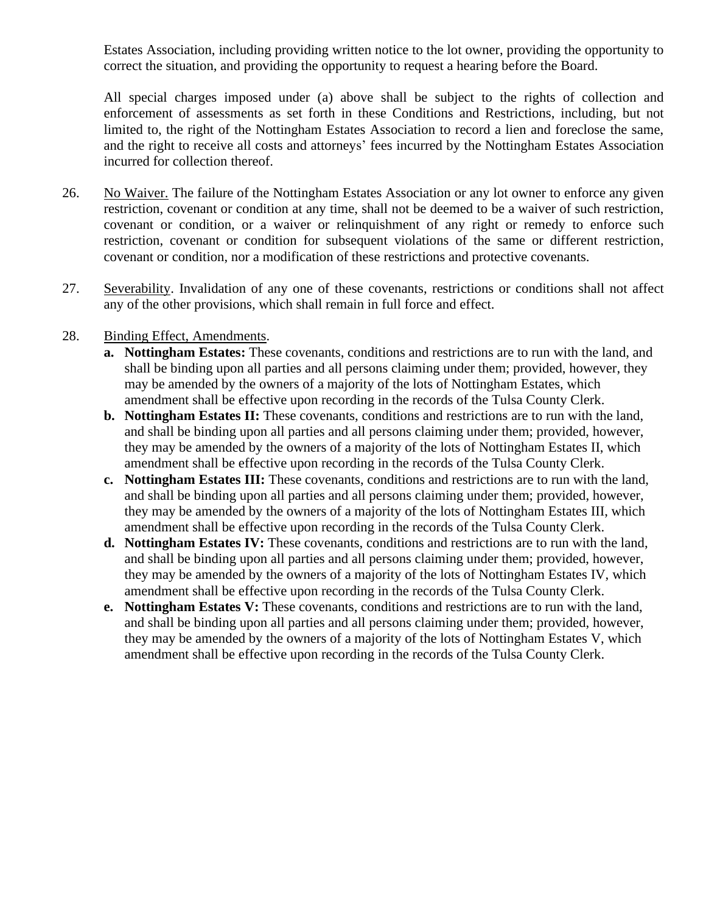Estates Association, including providing written notice to the lot owner, providing the opportunity to correct the situation, and providing the opportunity to request a hearing before the Board.

All special charges imposed under (a) above shall be subject to the rights of collection and enforcement of assessments as set forth in these Conditions and Restrictions, including, but not limited to, the right of the Nottingham Estates Association to record a lien and foreclose the same, and the right to receive all costs and attorneys' fees incurred by the Nottingham Estates Association incurred for collection thereof.

26. No Waiver. The failure of the Nottingham Estates Association or any lot owner to enforce any given restriction, covenant or condition at any time, shall not be deemed to be a waiver of such restriction, covenant or condition, or a waiver or relinquishment of any right or remedy to enforce such restriction, covenant or condition for subsequent violations of the same or different restriction, covenant or condition, nor a modification of these restrictions and protective covenants.

27. Severability. Invalidation of any one of these covenants, restrictions or conditions shall not affect any of the other provisions, which shall remain in full force and effect.

28. Binding Effect, Amendments.
   - **a. Nottingham Estates:** These covenants, conditions and restrictions are to run with the land, and shall be binding upon all parties and all persons claiming under them; provided, however, they may be amended by the owners of a majority of the lots of Nottingham Estates, which amendment shall be effective upon recording in the records of the Tulsa County Clerk.
   - **b. Nottingham Estates II:** These covenants, conditions and restrictions are to run with the land, and shall be binding upon all parties and all persons claiming under them; provided, however, they may be amended by the owners of a majority of the lots of Nottingham Estates II, which amendment shall be effective upon recording in the records of the Tulsa County Clerk.
   - **c. Nottingham Estates III:** These covenants, conditions and restrictions are to run with the land, and shall be binding upon all parties and all persons claiming under them; provided, however, they may be amended by the owners of a majority of the lots of Nottingham Estates III, which amendment shall be effective upon recording in the records of the Tulsa County Clerk.
   - **d. Nottingham Estates IV:** These covenants, conditions and restrictions are to run with the land, and shall be binding upon all parties and all persons claiming under them; provided, however, they may be amended by the owners of a majority of the lots of Nottingham Estates IV, which amendment shall be effective upon recording in the records of the Tulsa County Clerk.
   - **e. Nottingham Estates V:** These covenants, conditions and restrictions are to run with the land, and shall be binding upon all parties and all persons claiming under them; provided, however, they may be amended by the owners of a majority of the lots of Nottingham Estates V, which amendment shall be effective upon recording in the records of the Tulsa County Clerk.